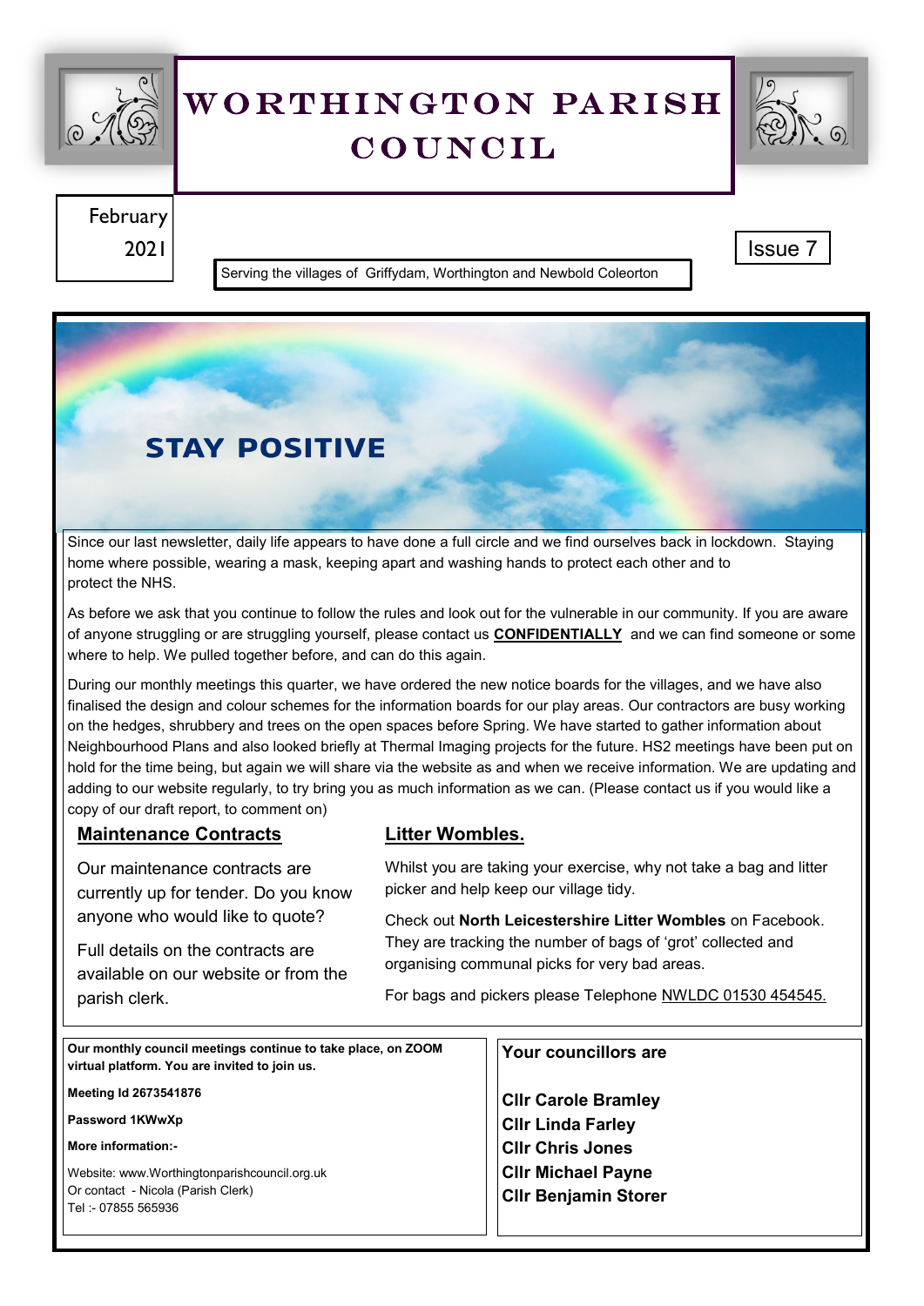# WORTHINGTON PARISH COUNCIL

February 2021

Issue 7

Serving the villages of Griffydam, Worthington and Newbold Coleorton

## STAY POSITIVE

Since our last newsletter, daily life appears to have done a full circle and we find ourselves back in lockdown. Staying home where possible, wearing a mask, keeping apart and washing hands to protect each other and to protect the NHS.

As before we ask that you continue to follow the rules and look out for the vulnerable in our community. If you are aware of anyone struggling or are struggling yourself, please contact us **CONFIDENTIALLY** and we can find someone or some where to help. We pulled together before, and can do this again.

During our monthly meetings this quarter, we have ordered the new notice boards for the villages, and we have also finalised the design and colour schemes for the information boards for our play areas. Our contractors are busy working on the hedges, shrubbery and trees on the open spaces before Spring. We have started to gather information about Neighbourhood Plans and also looked briefly at Thermal Imaging projects for the future. HS2 meetings have been put on hold for the time being, but again we will share via the website as and when we receive information. We are updating and adding to our website regularly, to try bring you as much information as we can. (Please contact us if you would like a copy of our draft report, to comment on)

### Maintenance Contracts

Our maintenance contracts are currently up for tender. Do you know anyone who would like to quote?

Full details on the contracts are available on our website or from the parish clerk.

### Litter Wombles.

Whilst you are taking your exercise, why not take a bag and litter picker and help keep our village tidy.

Check out **North Leicestershire Litter Wombles** on Facebook. They are tracking the number of bags of 'grot' collected and organising communal picks for very bad areas.

For bags and pickers please Telephone NWLDC 01530 454545.

**Our monthly council meetings continue to take place, on ZOOM virtual platform. You are invited to join us.**

**Meeting Id 2673541876**

**Password 1KWwXp**

**More information:-**

Website: www.Worthingtonparishcouncil.org.uk
Or contact - Nicola (Parish Clerk)
Tel :- 07855 565936

**Your councillors are**

**Cllr Carole Bramley**
**Cllr Linda Farley**
**Cllr Chris Jones**
**Cllr Michael Payne**
**Cllr Benjamin Storer**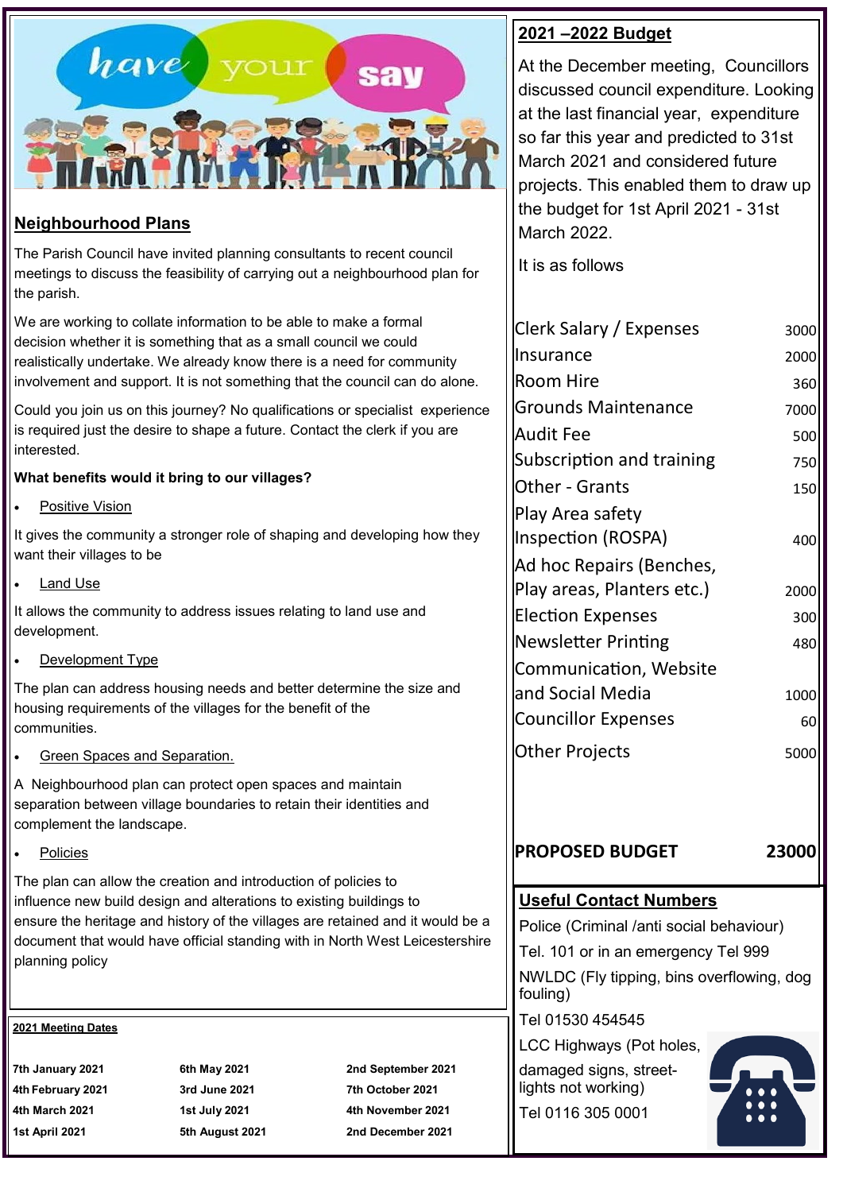## Neighbourhood Plans

The Parish Council have invited planning consultants to recent council meetings to discuss the feasibility of carrying out a neighbourhood plan for the parish.

We are working to collate information to be able to make a formal decision whether it is something that as a small council we could realistically undertake. We already know there is a need for community involvement and support. It is not something that the council can do alone.

Could you join us on this journey? No qualifications or specialist experience is required just the desire to shape a future. Contact the clerk if you are interested.

**What benefits would it bring to our villages?**

- Positive Vision

It gives the community a stronger role of shaping and developing how they want their villages to be

- Land Use

It allows the community to address issues relating to land use and development.

- Development Type

The plan can address housing needs and better determine the size and housing requirements of the villages for the benefit of the communities.

- Green Spaces and Separation.

A Neighbourhood plan can protect open spaces and maintain separation between village boundaries to retain their identities and complement the landscape.

- Policies

The plan can allow the creation and introduction of policies to influence new build design and alterations to existing buildings to ensure the heritage and history of the villages are retained and it would be a document that would have official standing with in North West Leicestershire planning policy

## 2021 Meeting Dates

| | | |
|---|---|---|
| 7th January 2021 | 6th May 2021 | 2nd September 2021 |
| 4th February 2021 | 3rd June 2021 | 7th October 2021 |
| 4th March 2021 | 1st July 2021 | 4th November 2021 |
| 1st April 2021 | 5th August 2021 | 2nd December 2021 |

## 2021 –2022 Budget

At the December meeting, Councillors discussed council expenditure. Looking at the last financial year, expenditure so far this year and predicted to 31st March 2021 and considered future projects. This enabled them to draw up the budget for 1st April 2021 - 31st March 2022.

It is as follows

| | |
|---|---|
| Clerk Salary / Expenses | 3000 |
| Insurance | 2000 |
| Room Hire | 360 |
| Grounds Maintenance | 7000 |
| Audit Fee | 500 |
| Subscription and training | 750 |
| Other - Grants | 150 |
| Play Area safety Inspection (ROSPA) | 400 |
| Ad hoc Repairs (Benches, Play areas, Planters etc.) | 2000 |
| Election Expenses | 300 |
| Newsletter Printing | 480 |
| Communication, Website and Social Media | 1000 |
| Councillor Expenses | 60 |
| Other Projects | 5000 |
| **PROPOSED BUDGET** | **23000** |

## Useful Contact Numbers

Police (Criminal /anti social behaviour)

Tel. 101 or in an emergency Tel 999

NWLDC (Fly tipping, bins overflowing, dog fouling)

Tel 01530 454545

LCC Highways (Pot holes, damaged signs, street-lights not working)

Tel 0116 305 0001